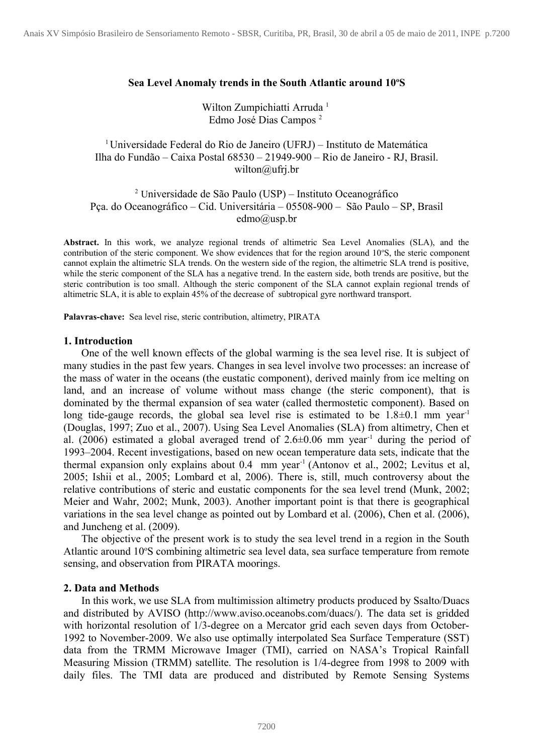# Sea Level Anomaly trends in the South Atlantic around 10ºS

Wilton Zumpichiatti Arruda [1]
Edmo José Dias Campos [2]

[1] Universidade Federal do Rio de Janeiro (UFRJ) – Instituto de Matemática
Ilha do Fundão – Caixa Postal 68530 – 21949-900 – Rio de Janeiro - RJ, Brasil.
wilton@ufrj.br

[2] Universidade de São Paulo (USP) – Instituto Oceanográfico
Pça. do Oceanográfico – Cid. Universitária – 05508-900 – São Paulo – SP, Brasil
edmo@usp.br

**Abstract.** In this work, we analyze regional trends of altimetric Sea Level Anomalies (SLA), and the contribution of the steric component. We show evidences that for the region around 10ºS, the steric component cannot explain the altimetric SLA trends. On the western side of the region, the altimetric SLA trend is positive, while the steric component of the SLA has a negative trend. In the eastern side, both trends are positive, but the steric contribution is too small. Although the steric component of the SLA cannot explain regional trends of altimetric SLA, it is able to explain 45% of the decrease of subtropical gyre northward transport.

**Palavras-chave:** Sea level rise, steric contribution, altimetry, PIRATA

## 1. Introduction

One of the well known effects of the global warming is the sea level rise. It is subject of many studies in the past few years. Changes in sea level involve two processes: an increase of the mass of water in the oceans (the eustatic component), derived mainly from ice melting on land, and an increase of volume without mass change (the steric component), that is dominated by the thermal expansion of sea water (called thermostetic component). Based on long tide-gauge records, the global sea level rise is estimated to be 1.8±0.1 mm year$^{-1}$ (Douglas, 1997; Zuo et al., 2007). Using Sea Level Anomalies (SLA) from altimetry, Chen et al. (2006) estimated a global averaged trend of 2.6±0.06 mm year$^{-1}$ during the period of 1993–2004. Recent investigations, based on new ocean temperature data sets, indicate that the thermal expansion only explains about 0.4 mm year$^{-1}$ (Antonov et al., 2002; Levitus et al, 2005; Ishii et al., 2005; Lombard et al, 2006). There is, still, much controversy about the relative contributions of steric and eustatic components for the sea level trend (Munk, 2002; Meier and Wahr, 2002; Munk, 2003). Another important point is that there is geographical variations in the sea level change as pointed out by Lombard et al. (2006), Chen et al. (2006), and Juncheng et al. (2009).

The objective of the present work is to study the sea level trend in a region in the South Atlantic around 10ºS combining altimetric sea level data, sea surface temperature from remote sensing, and observation from PIRATA moorings.

## 2. Data and Methods

In this work, we use SLA from multimission altimetry products produced by Ssalto/Duacs and distributed by AVISO (http://www.aviso.oceanobs.com/duacs/). The data set is gridded with horizontal resolution of 1/3-degree on a Mercator grid each seven days from October-1992 to November-2009. We also use optimally interpolated Sea Surface Temperature (SST) data from the TRMM Microwave Imager (TMI), carried on NASA's Tropical Rainfall Measuring Mission (TRMM) satellite. The resolution is 1/4-degree from 1998 to 2009 with daily files. The TMI data are produced and distributed by Remote Sensing Systems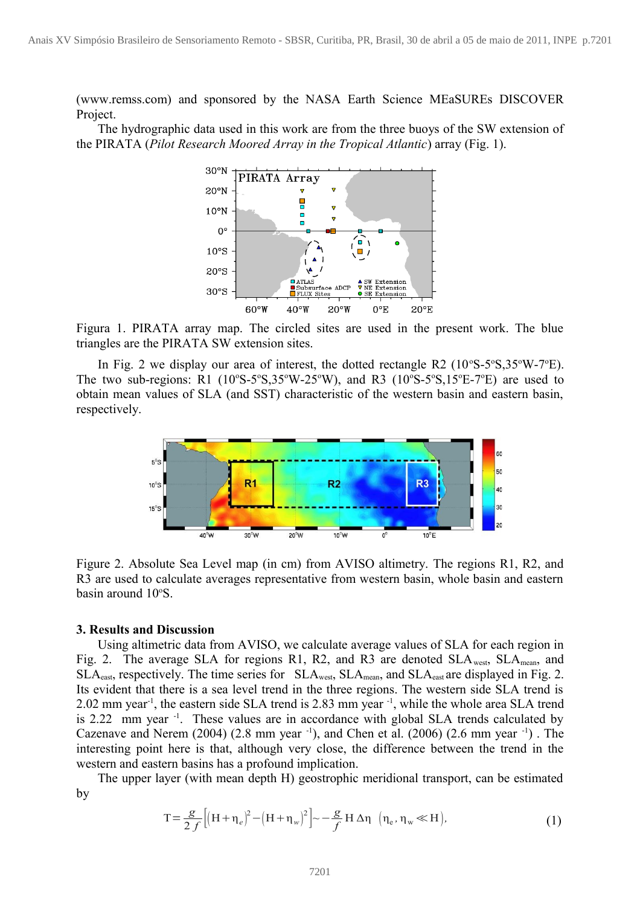(www.remss.com) and sponsored by the NASA Earth Science MEaSUREs DISCOVER Project.

The hydrographic data used in this work are from the three buoys of the SW extension of the PIRATA (*Pilot Research Moored Array in the Tropical Atlantic*) array (Fig. 1).

Figura 1. PIRATA array map. The circled sites are used in the present work. The blue triangles are the PIRATA SW extension sites.

In Fig. 2 we display our area of interest, the dotted rectangle R2 (10ºS-5ºS,35ºW-7ºE). The two sub-regions: R1 (10ºS-5ºS,35ºW-25ºW), and R3 (10ºS-5ºS,15ºE-7ºE) are used to obtain mean values of SLA (and SST) characteristic of the western basin and eastern basin, respectively.

Figure 2. Absolute Sea Level map (in cm) from AVISO altimetry. The regions R1, R2, and R3 are used to calculate averages representative from western basin, whole basin and eastern basin around 10ºS.

### 3. Results and Discussion

Using altimetric data from AVISO, we calculate average values of SLA for each region in Fig. 2. The average SLA for regions R1, R2, and R3 are denoted $SLA_{west}$, $SLA_{mean}$, and $SLA_{east}$, respectively. The time series for $SLA_{west}$, $SLA_{mean}$, and $SLA_{east}$ are displayed in Fig. 2. Its evident that there is a sea level trend in the three regions. The western side SLA trend is 2.02 mm year$^{-1}$, the eastern side SLA trend is 2.83 mm year $^{-1}$, while the whole area SLA trend is 2.22 mm year $^{-1}$. These values are in accordance with global SLA trends calculated by Cazenave and Nerem (2004) (2.8 mm year $^{-1}$), and Chen et al. (2006) (2.6 mm year $^{-1}$) . The interesting point here is that, although very close, the difference between the trend in the western and eastern basins has a profound implication.

The upper layer (with mean depth H) geostrophic meridional transport, can be estimated by

$$T = \frac{g}{2f}\left[(H+\eta_e)^2 - (H+\eta_w)^2\right] \sim -\frac{g}{f} H \Delta\eta \quad (\eta_e, \eta_w \ll H), \tag{1}$$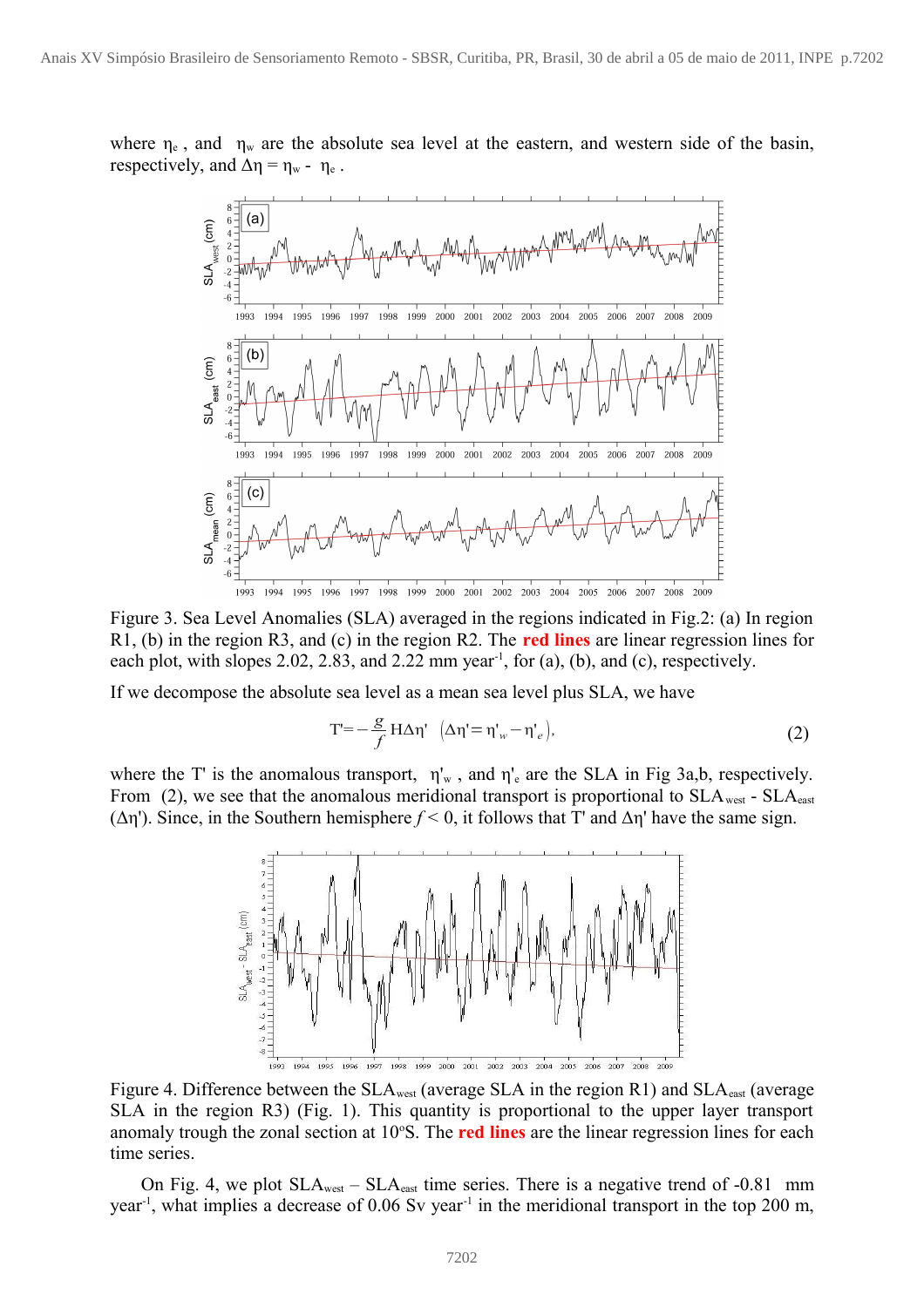where $\eta_e$ , and $\eta_w$ are the absolute sea level at the eastern, and western side of the basin, respectively, and $\Delta\eta = \eta_w - \eta_e$ .

Figure 3. Sea Level Anomalies (SLA) averaged in the regions indicated in Fig.2: (a) In region R1, (b) in the region R3, and (c) in the region R2. The **red lines** are linear regression lines for each plot, with slopes 2.02, 2.83, and 2.22 mm year$^{-1}$, for (a), (b), and (c), respectively.

If we decompose the absolute sea level as a mean sea level plus SLA, we have

$$T' = -\frac{g}{f} H \Delta\eta' \quad (\Delta\eta' = \eta'_w - \eta'_e), \tag{2}$$

where the T' is the anomalous transport, $\eta'_w$ , and $\eta'_e$ are the SLA in Fig 3a,b, respectively. From (2), we see that the anomalous meridional transport is proportional to $SLA_{west}$ - $SLA_{east}$ ($\Delta\eta'$). Since, in the Southern hemisphere $f < 0$, it follows that T' and $\Delta\eta'$ have the same sign.

Figure 4. Difference between the $SLA_{west}$ (average SLA in the region R1) and $SLA_{east}$ (average SLA in the region R3) (Fig. 1). This quantity is proportional to the upper layer transport anomaly trough the zonal section at 10°S. The **red lines** are the linear regression lines for each time series.

On Fig. 4, we plot $SLA_{west}$ – $SLA_{east}$ time series. There is a negative trend of -0.81 mm year$^{-1}$, what implies a decrease of 0.06 Sv year$^{-1}$ in the meridional transport in the top 200 m,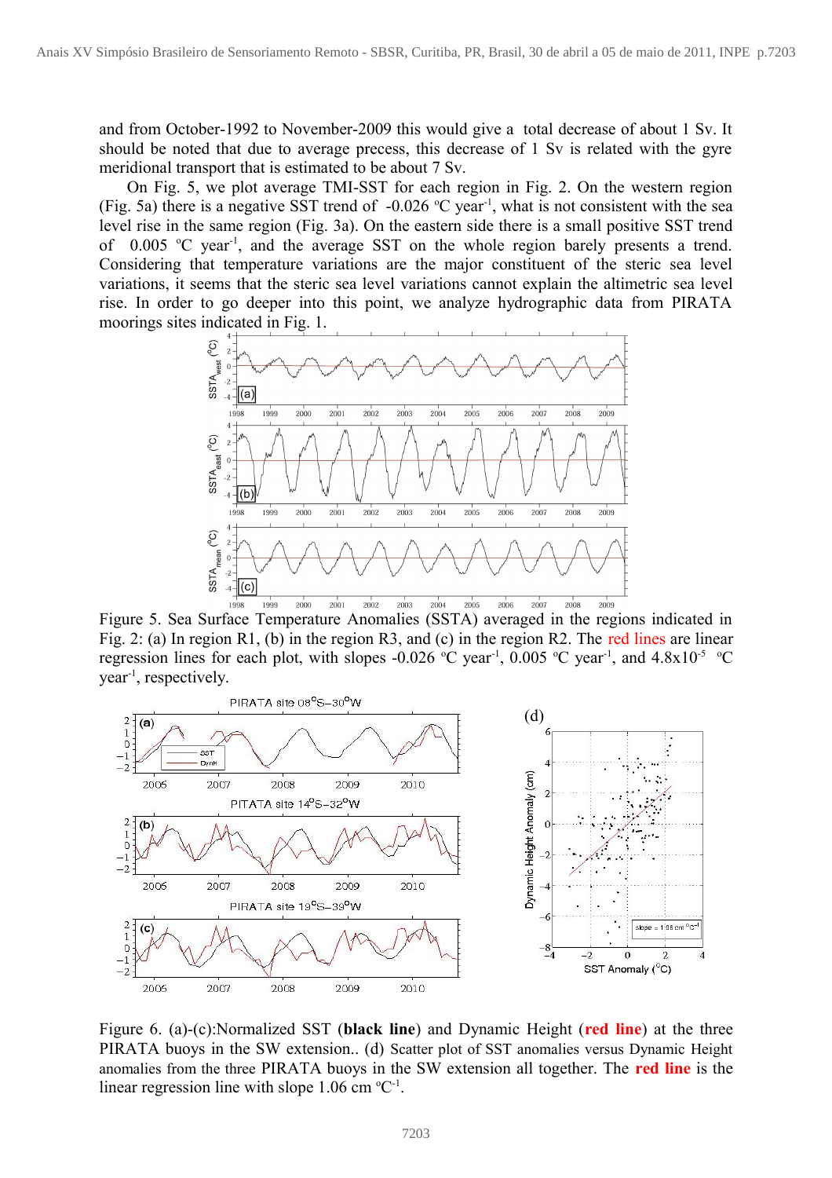and from October-1992 to November-2009 this would give a total decrease of about 1 Sv. It should be noted that due to average precess, this decrease of 1 Sv is related with the gyre meridional transport that is estimated to be about 7 Sv.

On Fig. 5, we plot average TMI-SST for each region in Fig. 2. On the western region (Fig. 5a) there is a negative SST trend of -0.026 ºC year$^{-1}$, what is not consistent with the sea level rise in the same region (Fig. 3a). On the eastern side there is a small positive SST trend of 0.005 ºC year$^{-1}$, and the average SST on the whole region barely presents a trend. Considering that temperature variations are the major constituent of the steric sea level variations, it seems that the steric sea level variations cannot explain the altimetric sea level rise. In order to go deeper into this point, we analyze hydrographic data from PIRATA moorings sites indicated in Fig. 1.

Figure 5. Sea Surface Temperature Anomalies (SSTA) averaged in the regions indicated in Fig. 2: (a) In region R1, (b) in the region R3, and (c) in the region R2. The red lines are linear regression lines for each plot, with slopes -0.026 ºC year$^{-1}$, 0.005 ºC year$^{-1}$, and $4.8\text{x}10^{-5}$ ºC year$^{-1}$, respectively.

Figure 6. (a)-(c):Normalized SST (**black line**) and Dynamic Height (**red line**) at the three PIRATA buoys in the SW extension.. (d) Scatter plot of SST anomalies versus Dynamic Height anomalies from the three PIRATA buoys in the SW extension all together. The **red line** is the linear regression line with slope 1.06 cm ºC$^{-1}$.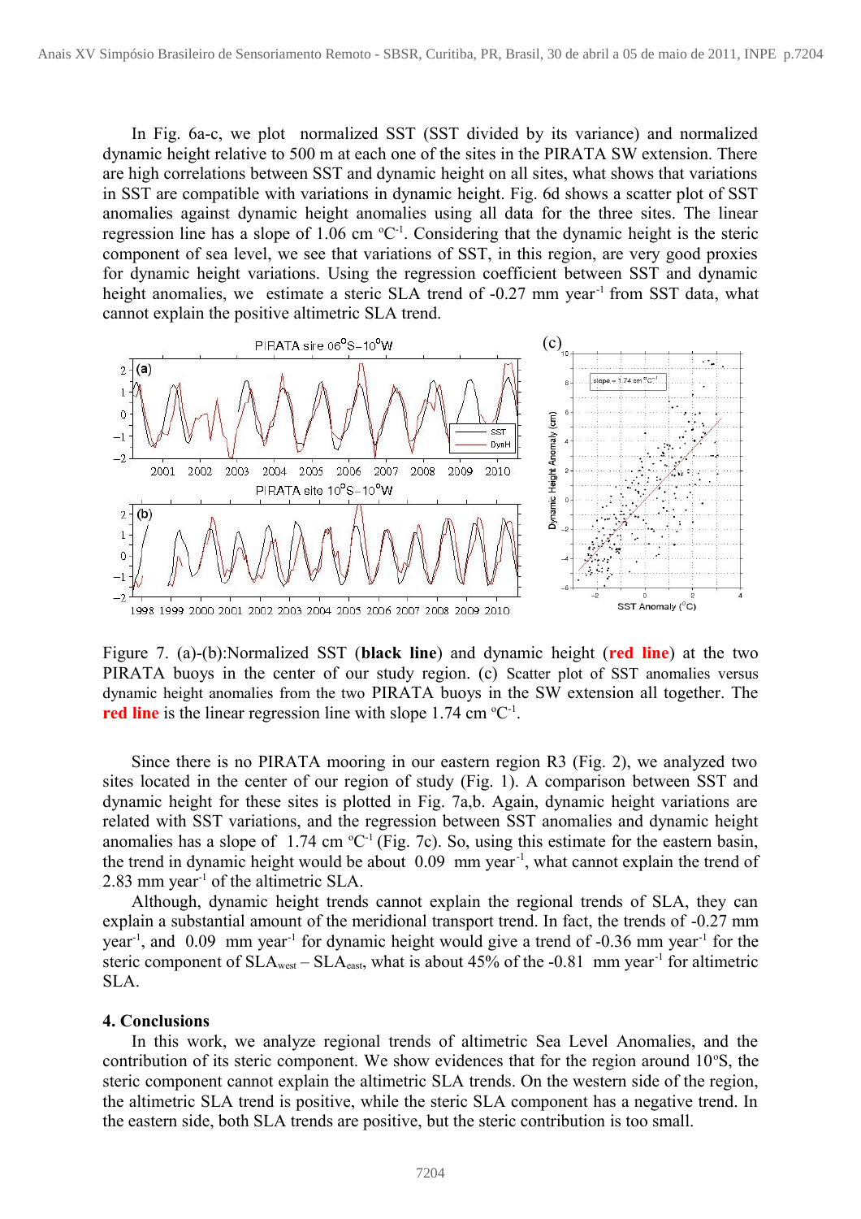In Fig. 6a-c, we plot normalized SST (SST divided by its variance) and normalized dynamic height relative to 500 m at each one of the sites in the PIRATA SW extension. There are high correlations between SST and dynamic height on all sites, what shows that variations in SST are compatible with variations in dynamic height. Fig. 6d shows a scatter plot of SST anomalies against dynamic height anomalies using all data for the three sites. The linear regression line has a slope of 1.06 cm $^{o}C^{-1}$. Considering that the dynamic height is the steric component of sea level, we see that variations of SST, in this region, are very good proxies for dynamic height variations. Using the regression coefficient between SST and dynamic height anomalies, we estimate a steric SLA trend of -0.27 mm $year^{-1}$ from SST data, what cannot explain the positive altimetric SLA trend.

Figure 7. (a)-(b):Normalized SST (**black line**) and dynamic height (**red line**) at the two PIRATA buoys in the center of our study region. (c) Scatter plot of SST anomalies versus dynamic height anomalies from the two PIRATA buoys in the SW extension all together. The **red line** is the linear regression line with slope 1.74 cm $^{o}C^{-1}$.

Since there is no PIRATA mooring in our eastern region R3 (Fig. 2), we analyzed two sites located in the center of our region of study (Fig. 1). A comparison between SST and dynamic height for these sites is plotted in Fig. 7a,b. Again, dynamic height variations are related with SST variations, and the regression between SST anomalies and dynamic height anomalies has a slope of 1.74 cm $^{o}C^{-1}$ (Fig. 7c). So, using this estimate for the eastern basin, the trend in dynamic height would be about 0.09 mm $year^{-1}$, what cannot explain the trend of 2.83 mm $year^{-1}$ of the altimetric SLA.

Although, dynamic height trends cannot explain the regional trends of SLA, they can explain a substantial amount of the meridional transport trend. In fact, the trends of -0.27 mm $year^{-1}$, and 0.09 mm $year^{-1}$ for dynamic height would give a trend of -0.36 mm $year^{-1}$ for the steric component of $SLA_{west} - SLA_{east}$, what is about 45% of the -0.81 mm $year^{-1}$ for altimetric SLA.

## 4. Conclusions

In this work, we analyze regional trends of altimetric Sea Level Anomalies, and the contribution of its steric component. We show evidences that for the region around 10°S, the steric component cannot explain the altimetric SLA trends. On the western side of the region, the altimetric SLA trend is positive, while the steric SLA component has a negative trend. In the eastern side, both SLA trends are positive, but the steric contribution is too small.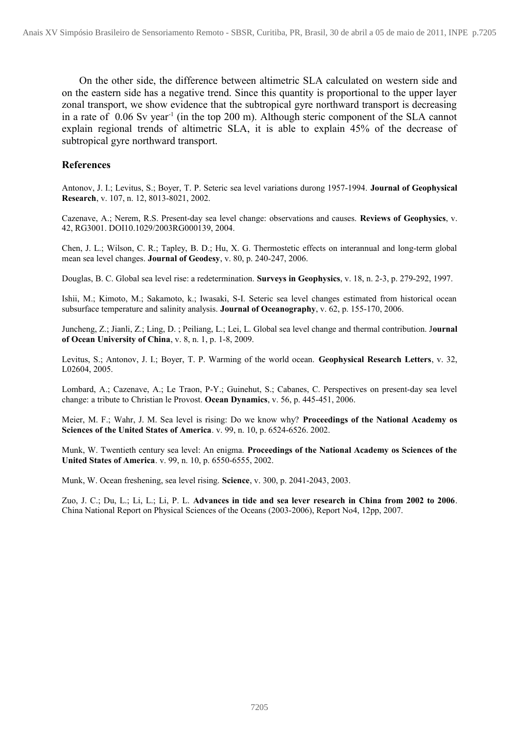On the other side, the difference between altimetric SLA calculated on western side and on the eastern side has a negative trend. Since this quantity is proportional to the upper layer zonal transport, we show evidence that the subtropical gyre northward transport is decreasing in a rate of 0.06 Sv year$^{-1}$ (in the top 200 m). Although steric component of the SLA cannot explain regional trends of altimetric SLA, it is able to explain 45% of the decrease of subtropical gyre northward transport.

## References

Antonov, J. I.; Levitus, S.; Boyer, T. P. Seteric sea level variations durong 1957-1994. **Journal of Geophysical Research**, v. 107, n. 12, 8013-8021, 2002.

Cazenave, A.; Nerem, R.S. Present-day sea level change: observations and causes. **Reviews of Geophysics**, v. 42, RG3001. DOI10.1029/2003RG000139, 2004.

Chen, J. L.; Wilson, C. R.; Tapley, B. D.; Hu, X. G. Thermostetic effects on interannual and long-term global mean sea level changes. **Journal of Geodesy**, v. 80, p. 240-247, 2006.

Douglas, B. C. Global sea level rise: a redetermination. **Surveys in Geophysics**, v. 18, n. 2-3, p. 279-292, 1997.

Ishii, M.; Kimoto, M.; Sakamoto, k.; Iwasaki, S-I. Seteric sea level changes estimated from historical ocean subsurface temperature and salinity analysis. **Journal of Oceanography**, v. 62, p. 155-170, 2006.

Juncheng, Z.; Jianli, Z.; Ling, D. ; Peiliang, L.; Lei, L. Global sea level change and thermal contribution. **Journal of Ocean University of China**, v. 8, n. 1, p. 1-8, 2009.

Levitus, S.; Antonov, J. I.; Boyer, T. P. Warming of the world ocean. **Geophysical Research Letters**, v. 32, L02604, 2005.

Lombard, A.; Cazenave, A.; Le Traon, P-Y.; Guinehut, S.; Cabanes, C. Perspectives on present-day sea level change: a tribute to Christian le Provost. **Ocean Dynamics**, v. 56, p. 445-451, 2006.

Meier, M. F.; Wahr, J. M. Sea level is rising: Do we know why? **Proceedings of the National Academy os Sciences of the United States of America**. v. 99, n. 10, p. 6524-6526. 2002.

Munk, W. Twentieth century sea level: An enigma. **Proceedings of the National Academy os Sciences of the United States of America**. v. 99, n. 10, p. 6550-6555, 2002.

Munk, W. Ocean freshening, sea level rising. **Science**, v. 300, p. 2041-2043, 2003.

Zuo, J. C.; Du, L.; Li, L.; Li, P. L. **Advances in tide and sea lever research in China from 2002 to 2006**. China National Report on Physical Sciences of the Oceans (2003-2006), Report No4, 12pp, 2007.